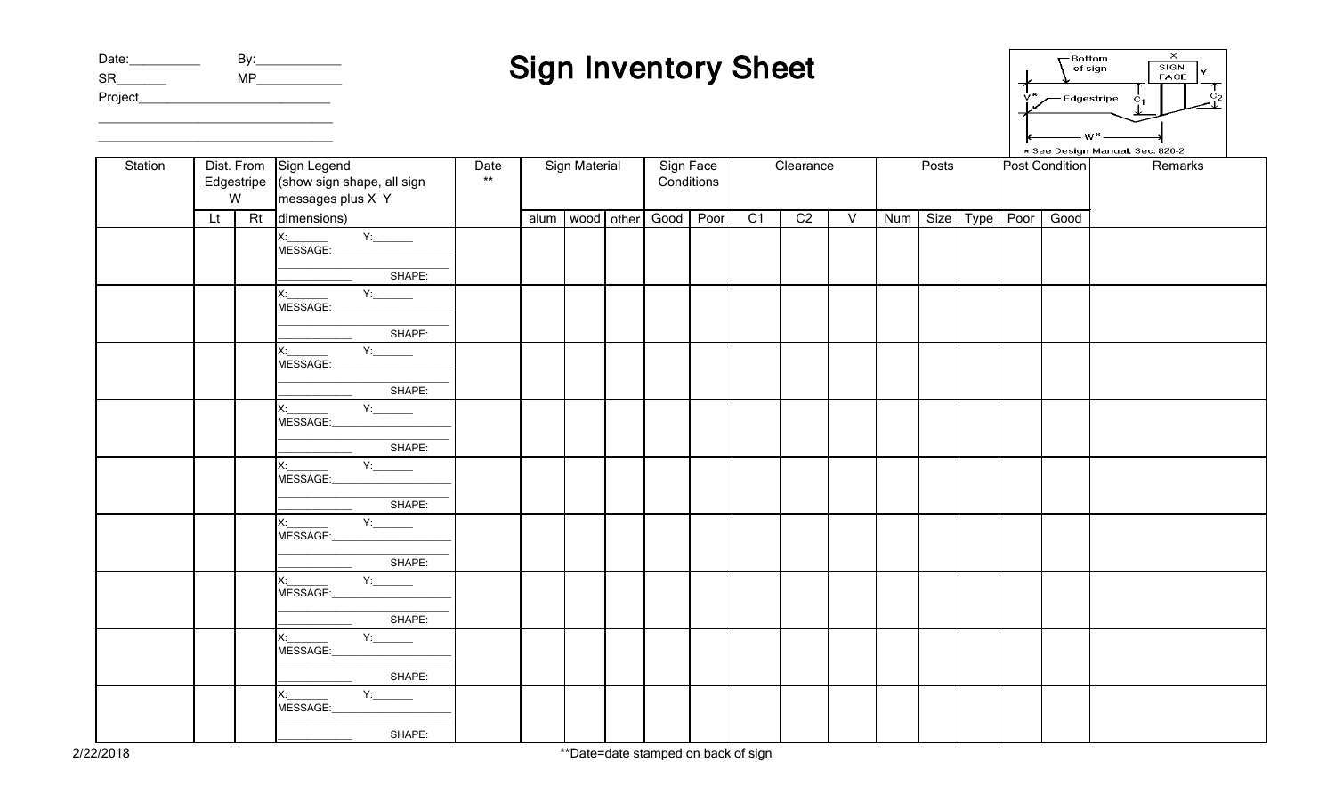Date:__________ By:____________

SR_______ MP____________

Project____________________________

__________________________________

__________________________________

# Sign Inventory Sheet

Bottom of sign | X | SIGN FACE | Y | V* | Edgestripe | $C_1$ | $C_2$ | W*

* See Design Manual, Sec. 820-2

| Station | Dist. From Edgestripe W | | Sign Legend (show sign shape, all sign messages plus X Y dimensions) | Date ** | Sign Material | | | Sign Face Conditions | | Clearance | | | Posts | | | Post Condition | | Remarks |
|---|---|---|---|---|---|---|---|---|---|---|---|---|---|---|---|---|---|---|
| | Lt | Rt | | | alum | wood | other | Good | Poor | C1 | C2 | V | Num | Size | Type | Poor | Good | |
| | | | X:_______ Y:_______ MESSAGE:____________________ ____________ SHAPE: | | | | | | | | | | | | | | | |
| | | | X:_______ Y:_______ MESSAGE:____________________ ____________ SHAPE: | | | | | | | | | | | | | | | |
| | | | X:_______ Y:_______ MESSAGE:____________________ ____________ SHAPE: | | | | | | | | | | | | | | | |
| | | | X:_______ Y:_______ MESSAGE:____________________ ____________ SHAPE: | | | | | | | | | | | | | | | |
| | | | X:_______ Y:_______ MESSAGE:____________________ ____________ SHAPE: | | | | | | | | | | | | | | | |
| | | | X:_______ Y:_______ MESSAGE:____________________ ____________ SHAPE: | | | | | | | | | | | | | | | |
| | | | X:_______ Y:_______ MESSAGE:____________________ ____________ SHAPE: | | | | | | | | | | | | | | | |
| | | | X:_______ Y:_______ MESSAGE:____________________ ____________ SHAPE: | | | | | | | | | | | | | | | |
| | | | X:_______ Y:_______ MESSAGE:____________________ ____________ SHAPE: | | | | | | | | | | | | | | | |

2/22/2018

**Date=date stamped on back of sign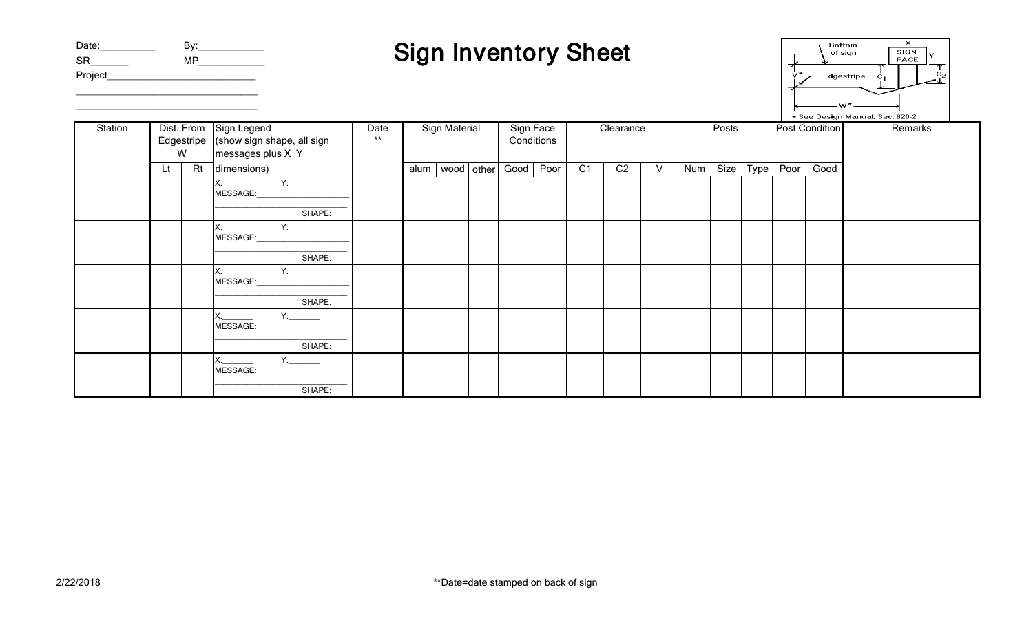Date:__________ By:____________

SR_______ MP____________

Project____________________________

____________________________________

____________________________________

# Sign Inventory Sheet

Bottom of sign

X

SIGN FACE

Y

V*

Edgestripe

$C_1$

$C_2$

W*

* See Design Manual, Sec. 820-2

| Station | Dist. From Edgestripe W | | Sign Legend (show sign shape, all sign messages plus X Y | Date ** | Sign Material | | | Sign Face Conditions | | Clearance | | | Posts | | | Post Condition | | Remarks |
|---|---|---|---|---|---|---|---|---|---|---|---|---|---|---|---|---|---|---|
| | Lt | Rt | dimensions) | | alum | wood | other | Good | Poor | C1 | C2 | V | Num | Size | Type | Poor | Good | |
| | | | X:_______ Y:_______ MESSAGE:____________________ ____________ SHAPE: | | | | | | | | | | | | | | | |
| | | | X:_______ Y:_______ MESSAGE:____________________ ____________ SHAPE: | | | | | | | | | | | | | | | |
| | | | X:_______ Y:_______ MESSAGE:____________________ ____________ SHAPE: | | | | | | | | | | | | | | | |
| | | | X:_______ Y:_______ MESSAGE:____________________ ____________ SHAPE: | | | | | | | | | | | | | | | |
| | | | X:_______ Y:_______ MESSAGE:____________________ ____________ SHAPE: | | | | | | | | | | | | | | | |

2/22/2018

**Date=date stamped on back of sign